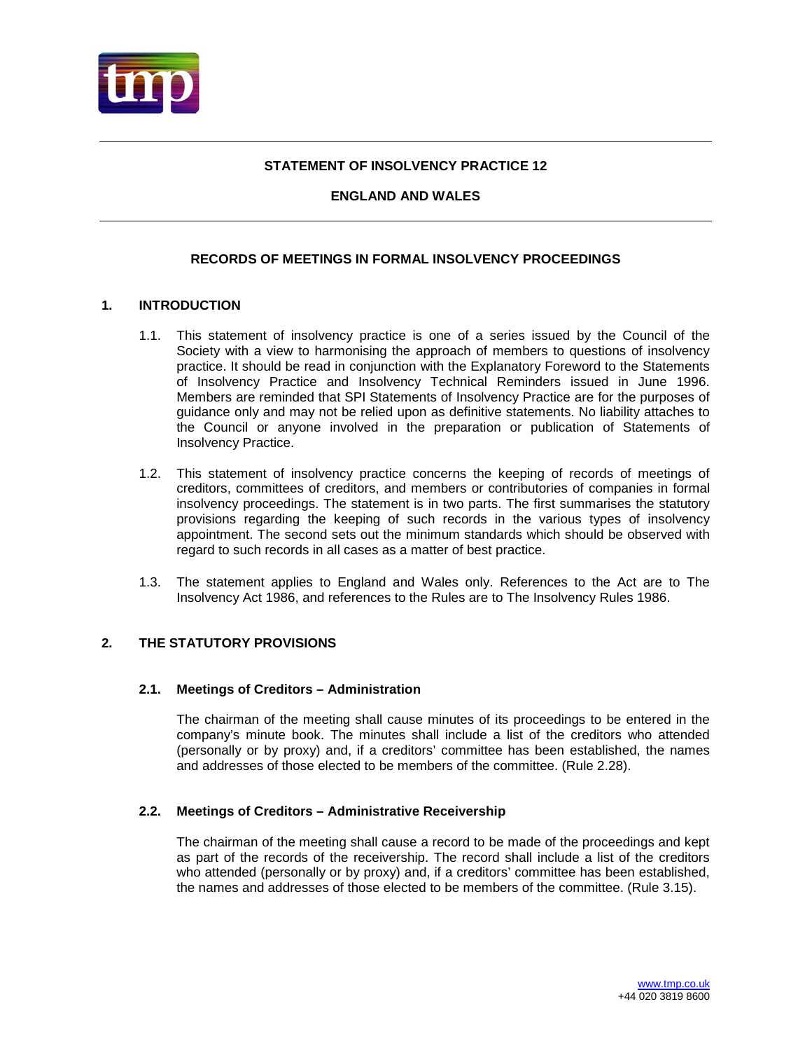# STATEMENT OF INSOLVENCY PRACTICE 12

## ENGLAND AND WALES

## RECORDS OF MEETINGS IN FORMAL INSOLVENCY PROCEEDINGS

### 1. INTRODUCTION

1.1. This statement of insolvency practice is one of a series issued by the Council of the Society with a view to harmonising the approach of members to questions of insolvency practice. It should be read in conjunction with the Explanatory Foreword to the Statements of Insolvency Practice and Insolvency Technical Reminders issued in June 1996. Members are reminded that SPI Statements of Insolvency Practice are for the purposes of guidance only and may not be relied upon as definitive statements. No liability attaches to the Council or anyone involved in the preparation or publication of Statements of Insolvency Practice.

1.2. This statement of insolvency practice concerns the keeping of records of meetings of creditors, committees of creditors, and members or contributories of companies in formal insolvency proceedings. The statement is in two parts. The first summarises the statutory provisions regarding the keeping of such records in the various types of insolvency appointment. The second sets out the minimum standards which should be observed with regard to such records in all cases as a matter of best practice.

1.3. The statement applies to England and Wales only. References to the Act are to The Insolvency Act 1986, and references to the Rules are to The Insolvency Rules 1986.

### 2. THE STATUTORY PROVISIONS

#### 2.1. Meetings of Creditors – Administration

The chairman of the meeting shall cause minutes of its proceedings to be entered in the company's minute book. The minutes shall include a list of the creditors who attended (personally or by proxy) and, if a creditors' committee has been established, the names and addresses of those elected to be members of the committee. (Rule 2.28).

#### 2.2. Meetings of Creditors – Administrative Receivership

The chairman of the meeting shall cause a record to be made of the proceedings and kept as part of the records of the receivership. The record shall include a list of the creditors who attended (personally or by proxy) and, if a creditors' committee has been established, the names and addresses of those elected to be members of the committee. (Rule 3.15).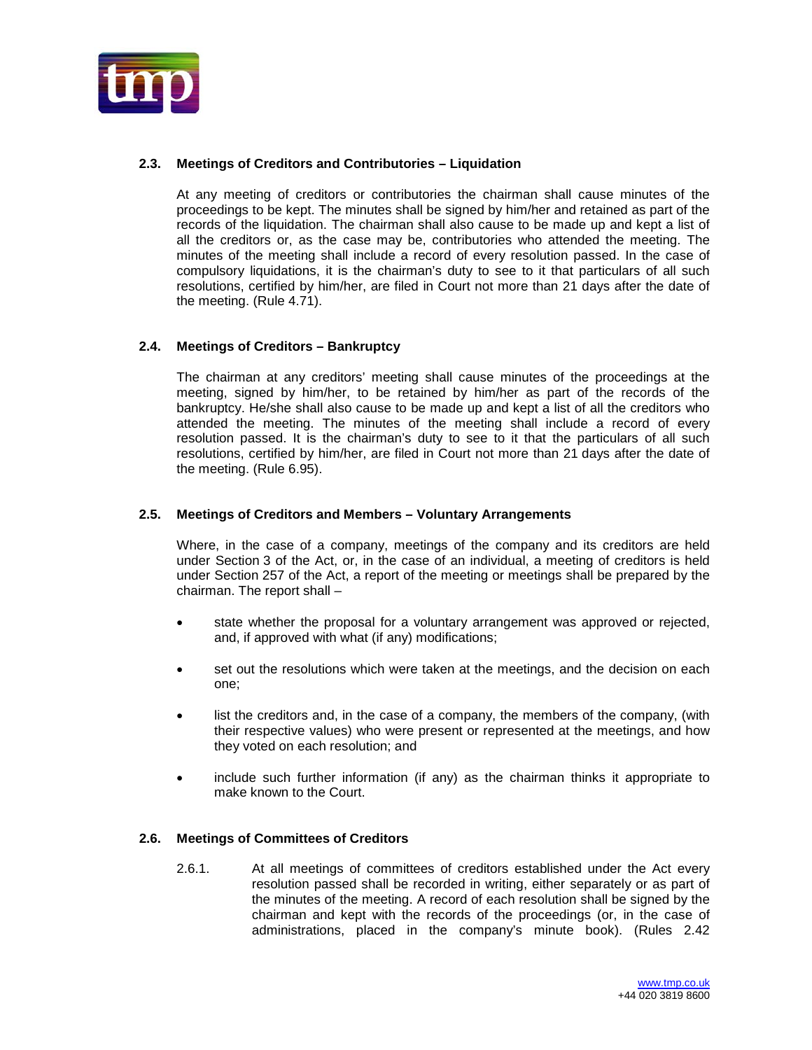### 2.3. Meetings of Creditors and Contributories – Liquidation

At any meeting of creditors or contributories the chairman shall cause minutes of the proceedings to be kept. The minutes shall be signed by him/her and retained as part of the records of the liquidation. The chairman shall also cause to be made up and kept a list of all the creditors or, as the case may be, contributories who attended the meeting. The minutes of the meeting shall include a record of every resolution passed. In the case of compulsory liquidations, it is the chairman's duty to see to it that particulars of all such resolutions, certified by him/her, are filed in Court not more than 21 days after the date of the meeting. (Rule 4.71).

### 2.4. Meetings of Creditors – Bankruptcy

The chairman at any creditors' meeting shall cause minutes of the proceedings at the meeting, signed by him/her, to be retained by him/her as part of the records of the bankruptcy. He/she shall also cause to be made up and kept a list of all the creditors who attended the meeting. The minutes of the meeting shall include a record of every resolution passed. It is the chairman's duty to see to it that the particulars of all such resolutions, certified by him/her, are filed in Court not more than 21 days after the date of the meeting. (Rule 6.95).

### 2.5. Meetings of Creditors and Members – Voluntary Arrangements

Where, in the case of a company, meetings of the company and its creditors are held under Section 3 of the Act, or, in the case of an individual, a meeting of creditors is held under Section 257 of the Act, a report of the meeting or meetings shall be prepared by the chairman. The report shall –

- state whether the proposal for a voluntary arrangement was approved or rejected, and, if approved with what (if any) modifications;
- set out the resolutions which were taken at the meetings, and the decision on each one;
- list the creditors and, in the case of a company, the members of the company, (with their respective values) who were present or represented at the meetings, and how they voted on each resolution; and
- include such further information (if any) as the chairman thinks it appropriate to make known to the Court.

### 2.6. Meetings of Committees of Creditors

2.6.1. At all meetings of committees of creditors established under the Act every resolution passed shall be recorded in writing, either separately or as part of the minutes of the meeting. A record of each resolution shall be signed by the chairman and kept with the records of the proceedings (or, in the case of administrations, placed in the company's minute book). (Rules 2.42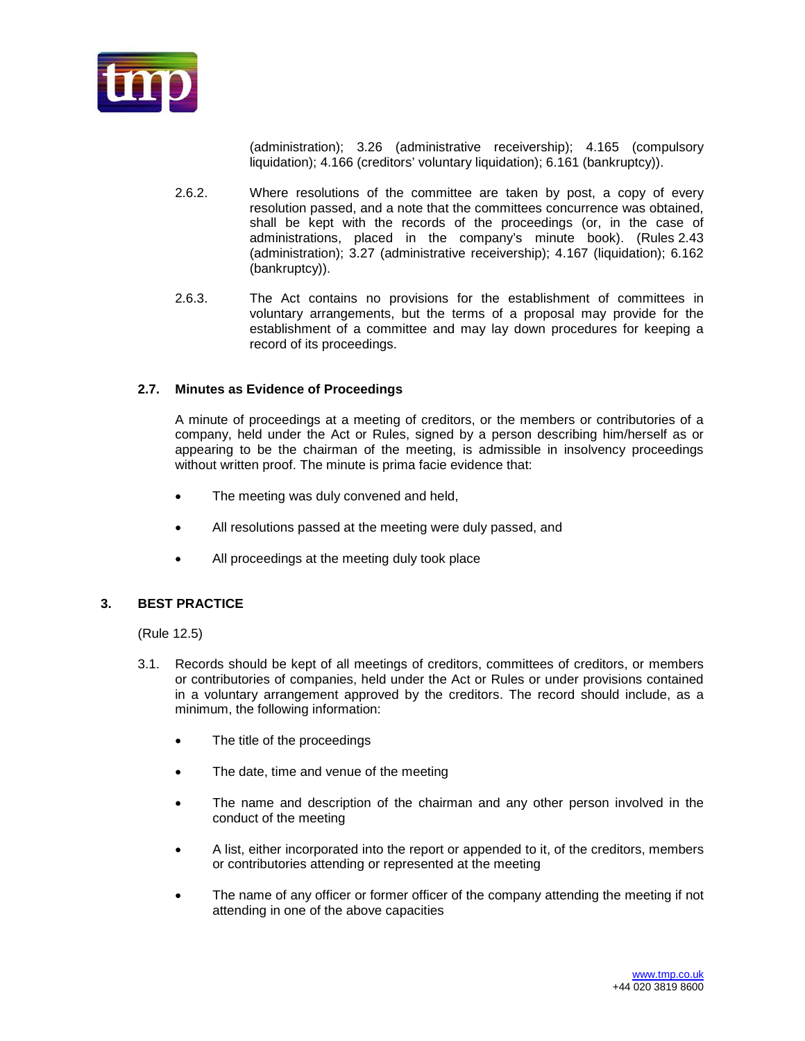(administration); 3.26 (administrative receivership); 4.165 (compulsory liquidation); 4.166 (creditors' voluntary liquidation); 6.161 (bankruptcy)).

2.6.2. Where resolutions of the committee are taken by post, a copy of every resolution passed, and a note that the committees concurrence was obtained, shall be kept with the records of the proceedings (or, in the case of administrations, placed in the company's minute book). (Rules 2.43 (administration); 3.27 (administrative receivership); 4.167 (liquidation); 6.162 (bankruptcy)).

2.6.3. The Act contains no provisions for the establishment of committees in voluntary arrangements, but the terms of a proposal may provide for the establishment of a committee and may lay down procedures for keeping a record of its proceedings.

### 2.7. Minutes as Evidence of Proceedings

A minute of proceedings at a meeting of creditors, or the members or contributories of a company, held under the Act or Rules, signed by a person describing him/herself as or appearing to be the chairman of the meeting, is admissible in insolvency proceedings without written proof. The minute is prima facie evidence that:

- The meeting was duly convened and held,
- All resolutions passed at the meeting were duly passed, and
- All proceedings at the meeting duly took place

## 3. BEST PRACTICE

(Rule 12.5)

3.1. Records should be kept of all meetings of creditors, committees of creditors, or members or contributories of companies, held under the Act or Rules or under provisions contained in a voluntary arrangement approved by the creditors. The record should include, as a minimum, the following information:

- The title of the proceedings
- The date, time and venue of the meeting
- The name and description of the chairman and any other person involved in the conduct of the meeting
- A list, either incorporated into the report or appended to it, of the creditors, members or contributories attending or represented at the meeting
- The name of any officer or former officer of the company attending the meeting if not attending in one of the above capacities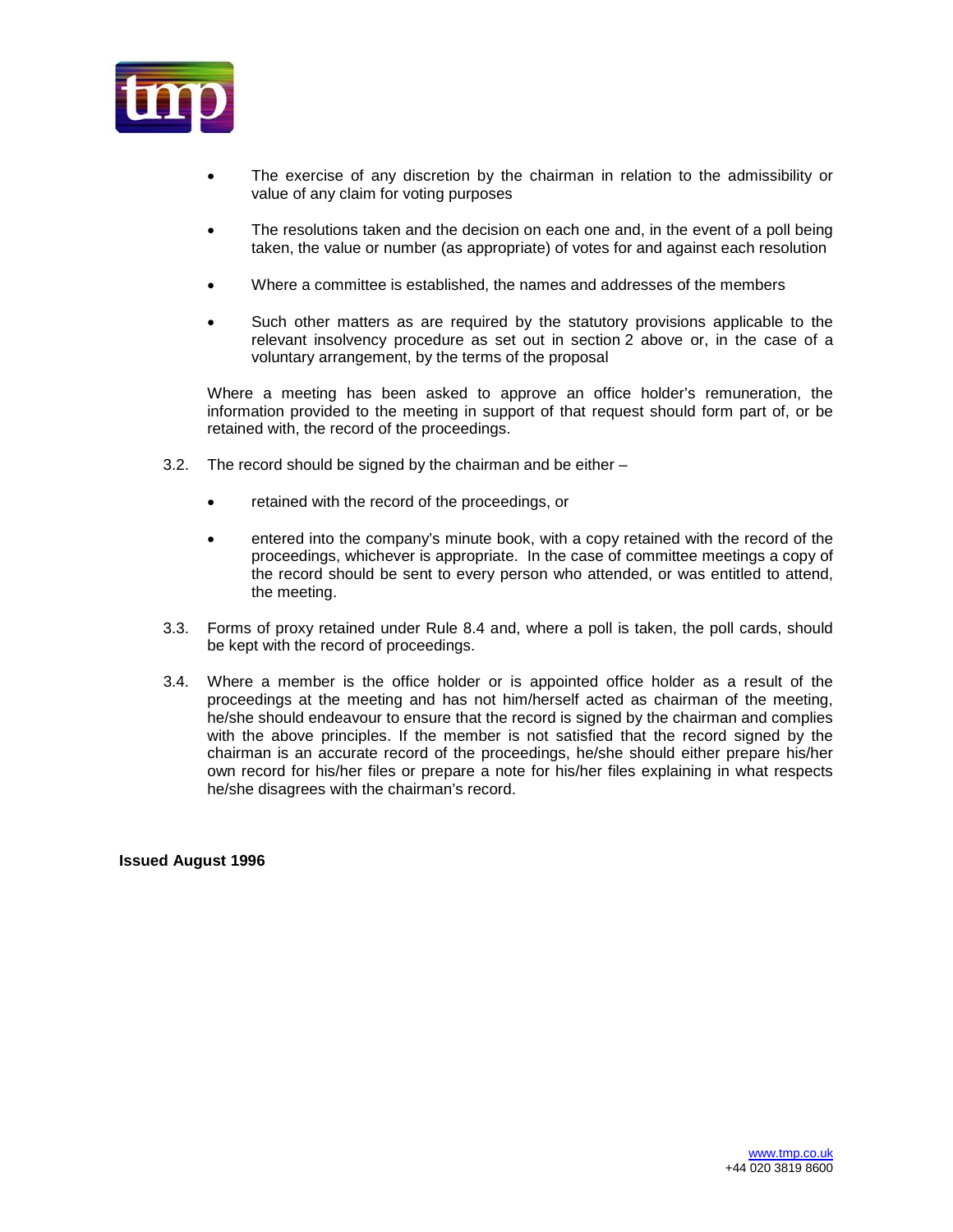- The exercise of any discretion by the chairman in relation to the admissibility or value of any claim for voting purposes

- The resolutions taken and the decision on each one and, in the event of a poll being taken, the value or number (as appropriate) of votes for and against each resolution

- Where a committee is established, the names and addresses of the members

- Such other matters as are required by the statutory provisions applicable to the relevant insolvency procedure as set out in section 2 above or, in the case of a voluntary arrangement, by the terms of the proposal

Where a meeting has been asked to approve an office holder's remuneration, the information provided to the meeting in support of that request should form part of, or be retained with, the record of the proceedings.

3.2. The record should be signed by the chairman and be either –

- retained with the record of the proceedings, or

- entered into the company's minute book, with a copy retained with the record of the proceedings, whichever is appropriate. In the case of committee meetings a copy of the record should be sent to every person who attended, or was entitled to attend, the meeting.

3.3. Forms of proxy retained under Rule 8.4 and, where a poll is taken, the poll cards, should be kept with the record of proceedings.

3.4. Where a member is the office holder or is appointed office holder as a result of the proceedings at the meeting and has not him/herself acted as chairman of the meeting, he/she should endeavour to ensure that the record is signed by the chairman and complies with the above principles. If the member is not satisfied that the record signed by the chairman is an accurate record of the proceedings, he/she should either prepare his/her own record for his/her files or prepare a note for his/her files explaining in what respects he/she disagrees with the chairman's record.

**Issued August 1996**

www.tmp.co.uk
+44 020 3819 8600